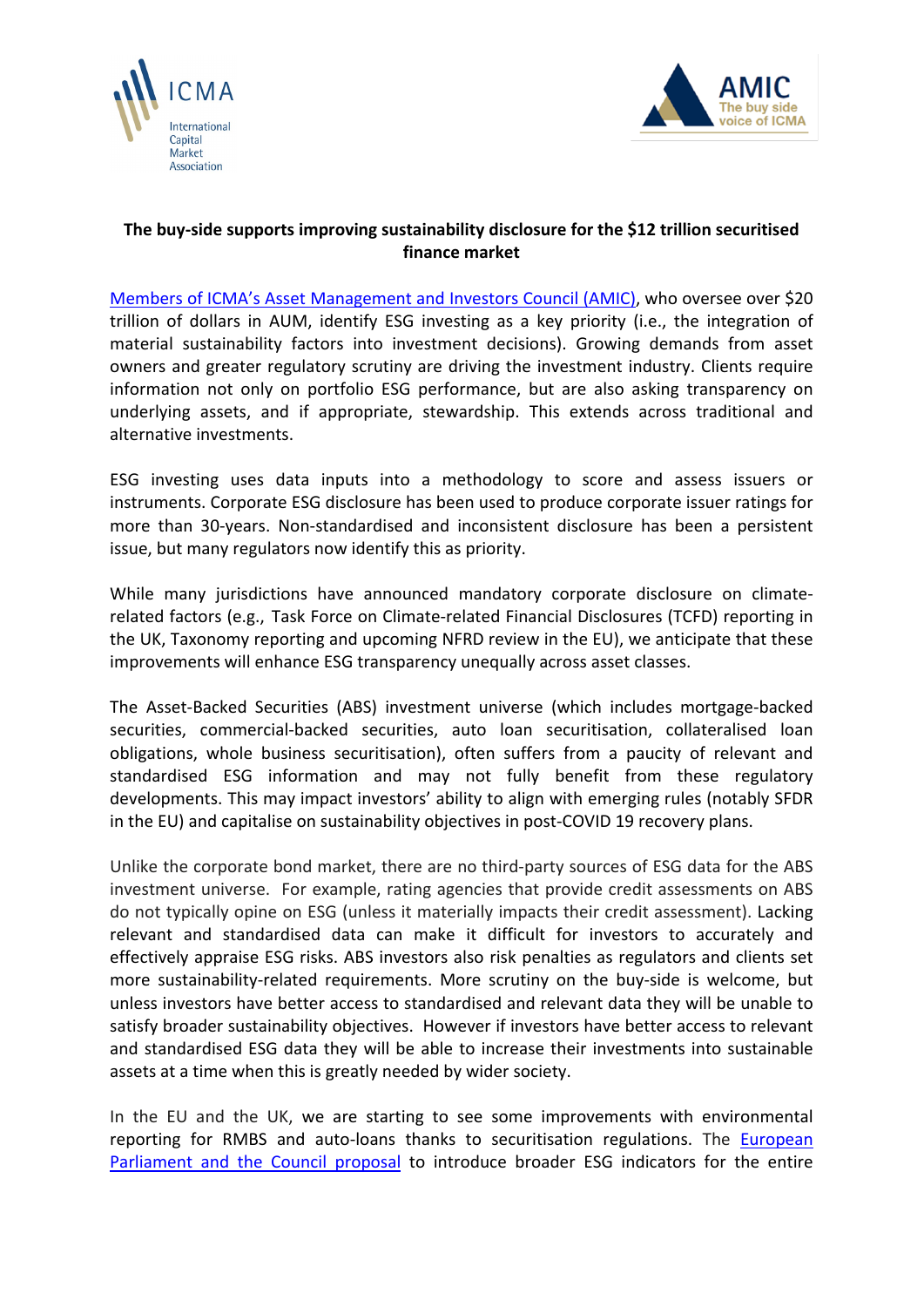**The buy-side supports improving sustainability disclosure for the $12 trillion securitised finance market**

Members of ICMA's Asset Management and Investors Council (AMIC), who oversee over $20 trillion of dollars in AUM, identify ESG investing as a key priority (i.e., the integration of material sustainability factors into investment decisions). Growing demands from asset owners and greater regulatory scrutiny are driving the investment industry. Clients require information not only on portfolio ESG performance, but are also asking transparency on underlying assets, and if appropriate, stewardship. This extends across traditional and alternative investments.

ESG investing uses data inputs into a methodology to score and assess issuers or instruments. Corporate ESG disclosure has been used to produce corporate issuer ratings for more than 30-years. Non-standardised and inconsistent disclosure has been a persistent issue, but many regulators now identify this as priority.

While many jurisdictions have announced mandatory corporate disclosure on climate-related factors (e.g., Task Force on Climate-related Financial Disclosures (TCFD) reporting in the UK, Taxonomy reporting and upcoming NFRD review in the EU), we anticipate that these improvements will enhance ESG transparency unequally across asset classes.

The Asset-Backed Securities (ABS) investment universe (which includes mortgage-backed securities, commercial-backed securities, auto loan securitisation, collateralised loan obligations, whole business securitisation), often suffers from a paucity of relevant and standardised ESG information and may not fully benefit from these regulatory developments. This may impact investors' ability to align with emerging rules (notably SFDR in the EU) and capitalise on sustainability objectives in post-COVID 19 recovery plans.

Unlike the corporate bond market, there are no third-party sources of ESG data for the ABS investment universe. For example, rating agencies that provide credit assessments on ABS do not typically opine on ESG (unless it materially impacts their credit assessment). Lacking relevant and standardised data can make it difficult for investors to accurately and effectively appraise ESG risks. ABS investors also risk penalties as regulators and clients set more sustainability-related requirements. More scrutiny on the buy-side is welcome, but unless investors have better access to standardised and relevant data they will be unable to satisfy broader sustainability objectives. However if investors have better access to relevant and standardised ESG data they will be able to increase their investments into sustainable assets at a time when this is greatly needed by wider society.

In the EU and the UK, we are starting to see some improvements with environmental reporting for RMBS and auto-loans thanks to securitisation regulations. The European Parliament and the Council proposal to introduce broader ESG indicators for the entire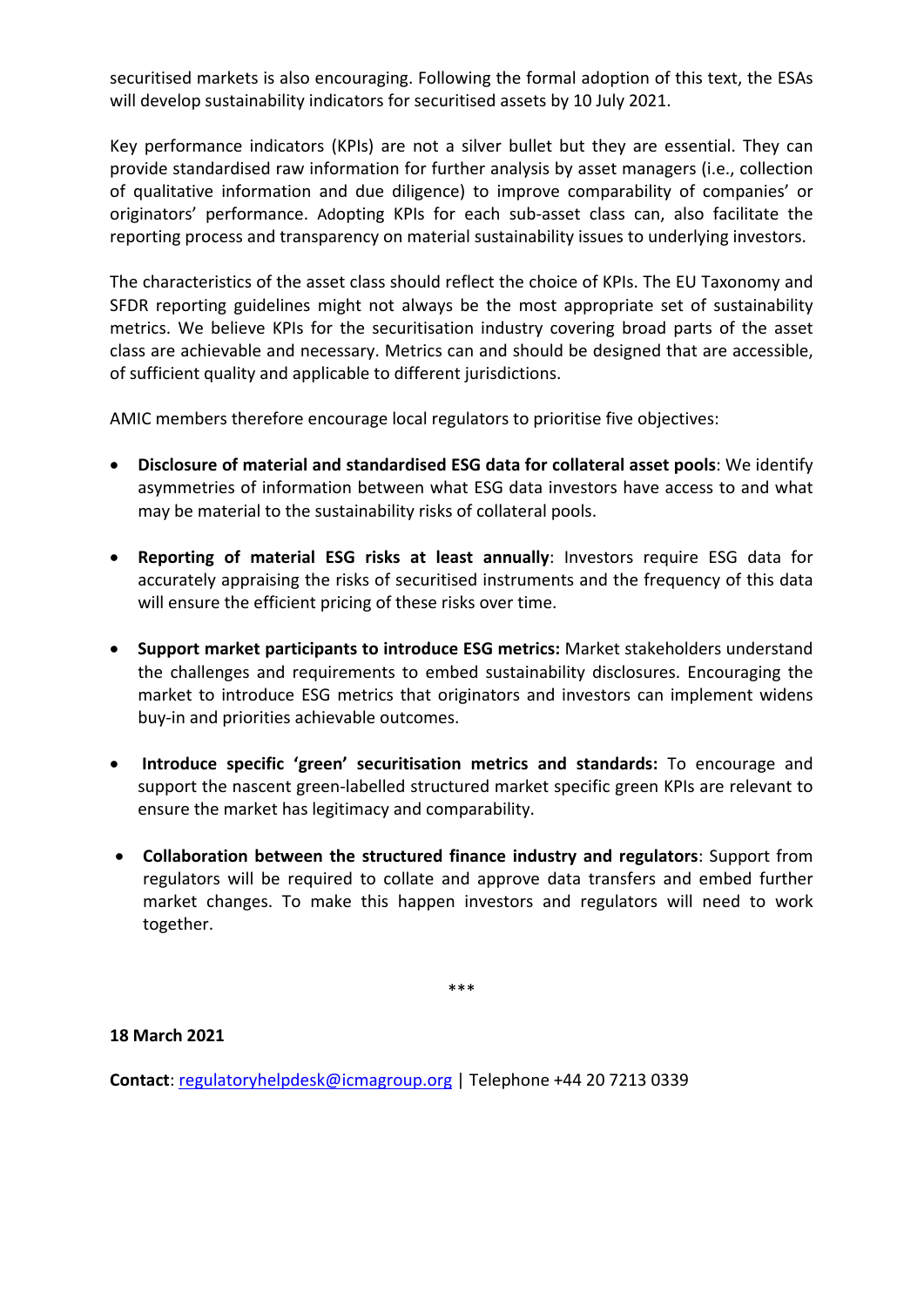securitised markets is also encouraging. Following the formal adoption of this text, the ESAs will develop sustainability indicators for securitised assets by 10 July 2021.

Key performance indicators (KPIs) are not a silver bullet but they are essential. They can provide standardised raw information for further analysis by asset managers (i.e., collection of qualitative information and due diligence) to improve comparability of companies' or originators' performance. Adopting KPIs for each sub-asset class can, also facilitate the reporting process and transparency on material sustainability issues to underlying investors.

The characteristics of the asset class should reflect the choice of KPIs. The EU Taxonomy and SFDR reporting guidelines might not always be the most appropriate set of sustainability metrics. We believe KPIs for the securitisation industry covering broad parts of the asset class are achievable and necessary. Metrics can and should be designed that are accessible, of sufficient quality and applicable to different jurisdictions.

AMIC members therefore encourage local regulators to prioritise five objectives:

- **Disclosure of material and standardised ESG data for collateral asset pools**: We identify asymmetries of information between what ESG data investors have access to and what may be material to the sustainability risks of collateral pools.

- **Reporting of material ESG risks at least annually**: Investors require ESG data for accurately appraising the risks of securitised instruments and the frequency of this data will ensure the efficient pricing of these risks over time.

- **Support market participants to introduce ESG metrics:** Market stakeholders understand the challenges and requirements to embed sustainability disclosures. Encouraging the market to introduce ESG metrics that originators and investors can implement widens buy-in and priorities achievable outcomes.

- **Introduce specific 'green' securitisation metrics and standards:** To encourage and support the nascent green-labelled structured market specific green KPIs are relevant to ensure the market has legitimacy and comparability.

- **Collaboration between the structured finance industry and regulators**: Support from regulators will be required to collate and approve data transfers and embed further market changes. To make this happen investors and regulators will need to work together.

***

**18 March 2021**

**Contact**: regulatoryhelpdesk@icmagroup.org | Telephone +44 20 7213 0339